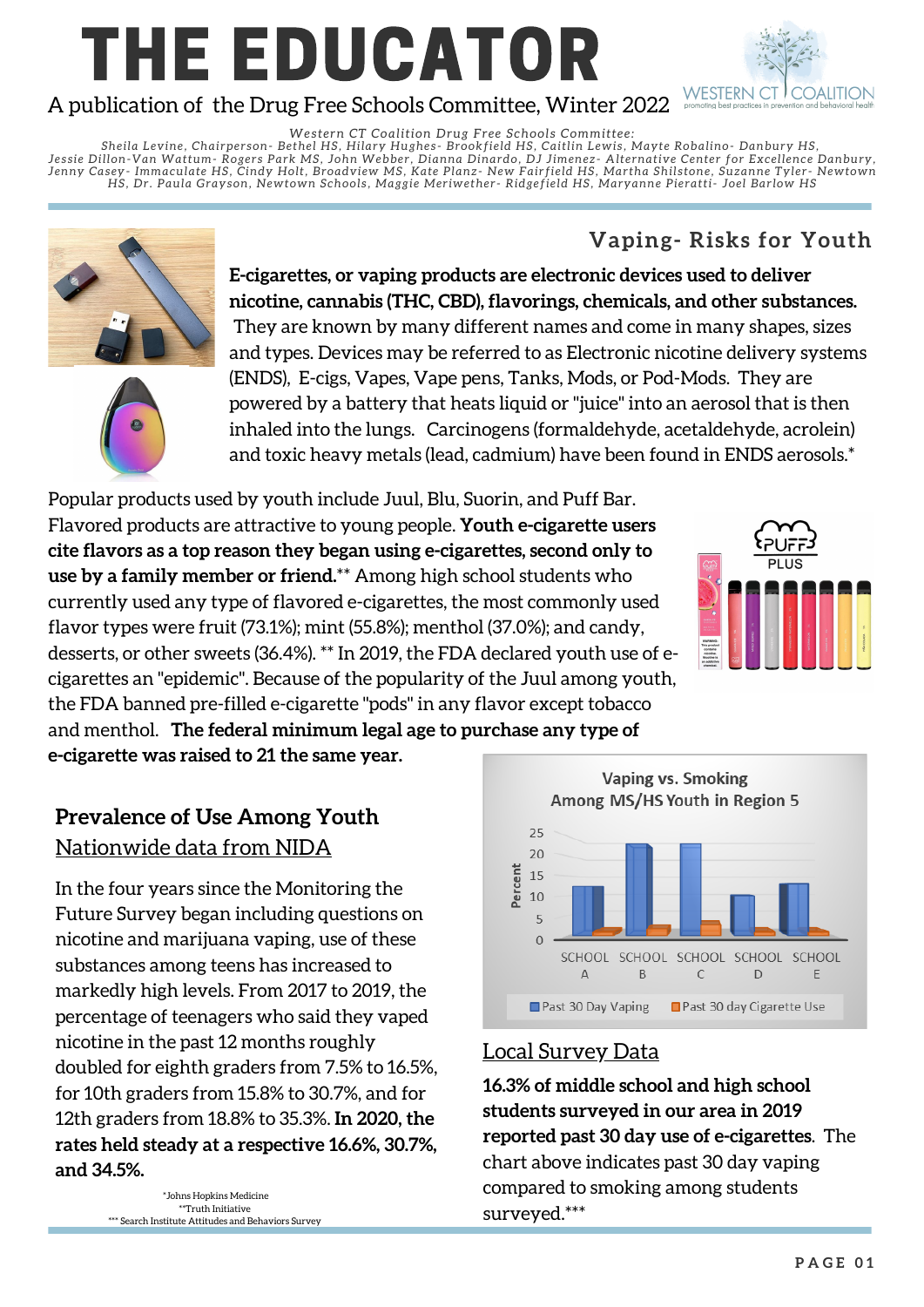# THE EDUCATOR

A publication of the Drug Free Schools Committee, Winter 2022

*Western CT Coalition Drug Free Schools Committee:*
*Sheila Levine, Chairperson- Bethel HS, Hilary Hughes- Brookfield HS, Caitlin Lewis, Mayte Robalino- Danbury HS, Jessie Dillon-Van Wattum- Rogers Park MS, John Webber, Dianna Dinardo, DJ Jimenez- Alternative Center for Excellence Danbury, Jenny Casey- Immaculate HS, Cindy Holt, Broadview MS, Kate Planz- New Fairfield HS, Martha Shilstone, Suzanne Tyler- Newtown HS, Dr. Paula Grayson, Newtown Schools, Maggie Meriwether- Ridgefield HS, Maryanne Pieratti- Joel Barlow HS*

## Vaping- Risks for Youth

**E-cigarettes, or vaping products are electronic devices used to deliver nicotine, cannabis (THC, CBD), flavorings, chemicals, and other substances.** They are known by many different names and come in many shapes, sizes and types. Devices may be referred to as Electronic nicotine delivery systems (ENDS), E-cigs, Vapes, Vape pens, Tanks, Mods, or Pod-Mods. They are powered by a battery that heats liquid or "juice" into an aerosol that is then inhaled into the lungs. Carcinogens (formaldehyde, acetaldehyde, acrolein) and toxic heavy metals (lead, cadmium) have been found in ENDS aerosols.*

Popular products used by youth include Juul, Blu, Suorin, and Puff Bar. Flavored products are attractive to young people. **Youth e-cigarette users cite flavors as a top reason they began using e-cigarettes, second only to use by a family member or friend.**** Among high school students who currently used any type of flavored e-cigarettes, the most commonly used flavor types were fruit (73.1%); mint (55.8%); menthol (37.0%); and candy, desserts, or other sweets (36.4%). ** In 2019, the FDA declared youth use of e-cigarettes an "epidemic". Because of the popularity of the Juul among youth, the FDA banned pre-filled e-cigarette "pods" in any flavor except tobacco and menthol. **The federal minimum legal age to purchase any type of e-cigarette was raised to 21 the same year.**

## Prevalence of Use Among Youth

Nationwide data from NIDA

In the four years since the Monitoring the Future Survey began including questions on nicotine and marijuana vaping, use of these substances among teens has increased to markedly high levels. From 2017 to 2019, the percentage of teenagers who said they vaped nicotine in the past 12 months roughly doubled for eighth graders from 7.5% to 16.5%, for 10th graders from 15.8% to 30.7%, and for 12th graders from 18.8% to 35.3%. **In 2020, the rates held steady at a respective 16.6%, 30.7%, and 34.5%.**

**Vaping vs. Smoking Among MS/HS Youth in Region 5**

| School | Past 30 Day Vaping (%) | Past 30 day Cigarette Use (%) |
|---|---|---|
| SCHOOL A | ~12 | ~1 |
| SCHOOL B | ~22 | ~2 |
| SCHOOL C | ~22 | ~3 |
| SCHOOL D | ~10 | ~1 |
| SCHOOL E | ~13 | ~1 |

## Local Survey Data

**16.3% of middle school and high school students surveyed in our area in 2019 reported past 30 day use of e-cigarettes**. The chart above indicates past 30 day vaping compared to smoking among students surveyed.***

*Johns Hopkins Medicine
**Truth Initiative
*** Search Institute Attitudes and Behaviors Survey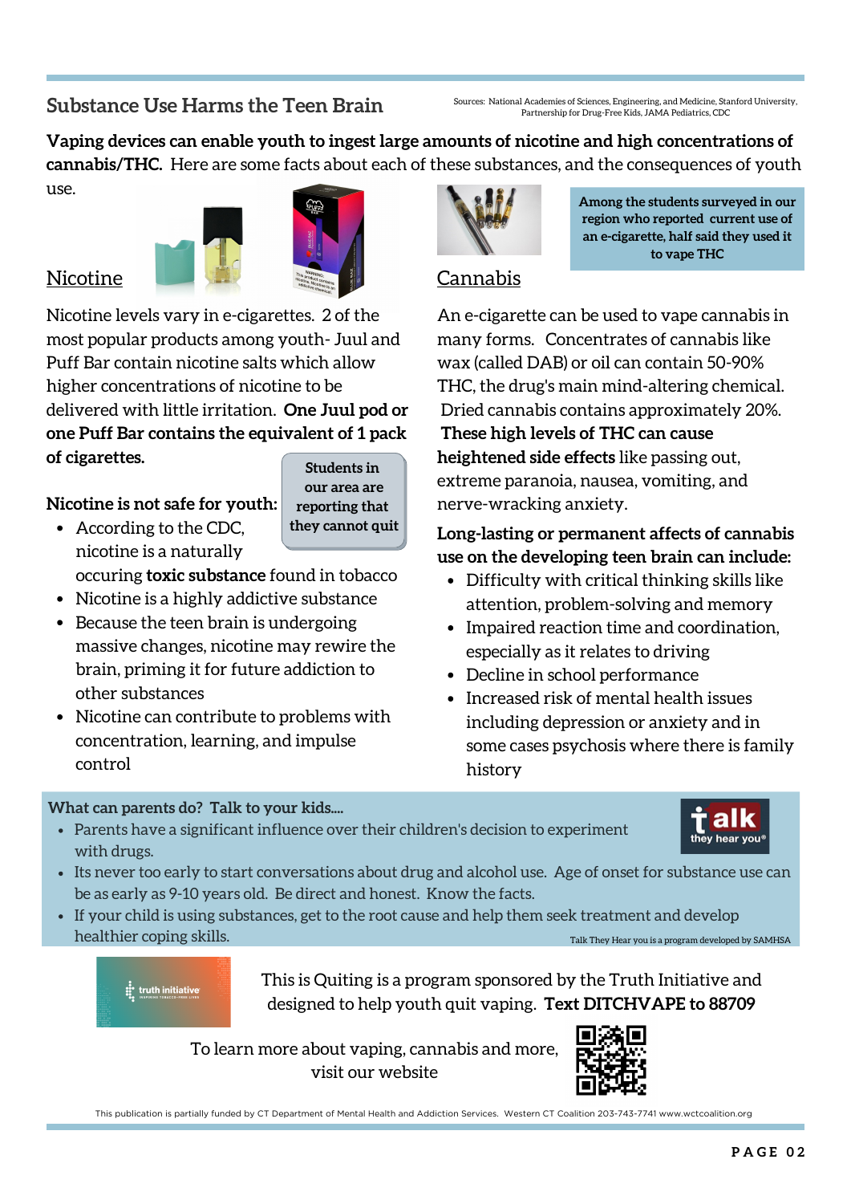## Substance Use Harms the Teen Brain

Sources: National Academies of Sciences, Engineering, and Medicine, Stanford University, Partnership for Drug-Free Kids, JAMA Pediatrics, CDC

**Vaping devices can enable youth to ingest large amounts of nicotine and high concentrations of cannabis/THC.** Here are some facts about each of these substances, and the consequences of youth use.

### Nicotine

Nicotine levels vary in e-cigarettes. 2 of the most popular products among youth- Juul and Puff Bar contain nicotine salts which allow higher concentrations of nicotine to be delivered with little irritation. **One Juul pod or one Puff Bar contains the equivalent of 1 pack of cigarettes.**

**Students in our area are reporting that they cannot quit**

**Nicotine is not safe for youth:**

- According to the CDC, nicotine is a naturally occuring **toxic substance** found in tobacco
- Nicotine is a highly addictive substance
- Because the teen brain is undergoing massive changes, nicotine may rewire the brain, priming it for future addiction to other substances
- Nicotine can contribute to problems with concentration, learning, and impulse control

### Cannabis

**Among the students surveyed in our region who reported current use of an e-cigarette, half said they used it to vape THC**

An e-cigarette can be used to vape cannabis in many forms. Concentrates of cannabis like wax (called DAB) or oil can contain 50-90% THC, the drug's main mind-altering chemical. Dried cannabis contains approximately 20%. **These high levels of THC can cause heightened side effects** like passing out, extreme paranoia, nausea, vomiting, and nerve-wracking anxiety.

**Long-lasting or permanent affects of cannabis use on the developing teen brain can include:**

- Difficulty with critical thinking skills like attention, problem-solving and memory
- Impaired reaction time and coordination, especially as it relates to driving
- Decline in school performance
- Increased risk of mental health issues including depression or anxiety and in some cases psychosis where there is family history

**What can parents do? Talk to your kids....**

- Parents have a significant influence over their children's decision to experiment with drugs.
- Its never too early to start conversations about drug and alcohol use. Age of onset for substance use can be as early as 9-10 years old. Be direct and honest. Know the facts.
- If your child is using substances, get to the root cause and help them seek treatment and develop healthier coping skills.

talk they hear you®

Talk They Hear you is a program developed by SAMHSA

truth initiative

This is Quiting is a program sponsored by the Truth Initiative and designed to help youth quit vaping. **Text DITCHVAPE to 88709**

To learn more about vaping, cannabis and more, visit our website

This publication is partially funded by CT Department of Mental Health and Addiction Services. Western CT Coalition 203-743-7741 www.wctcoalition.org